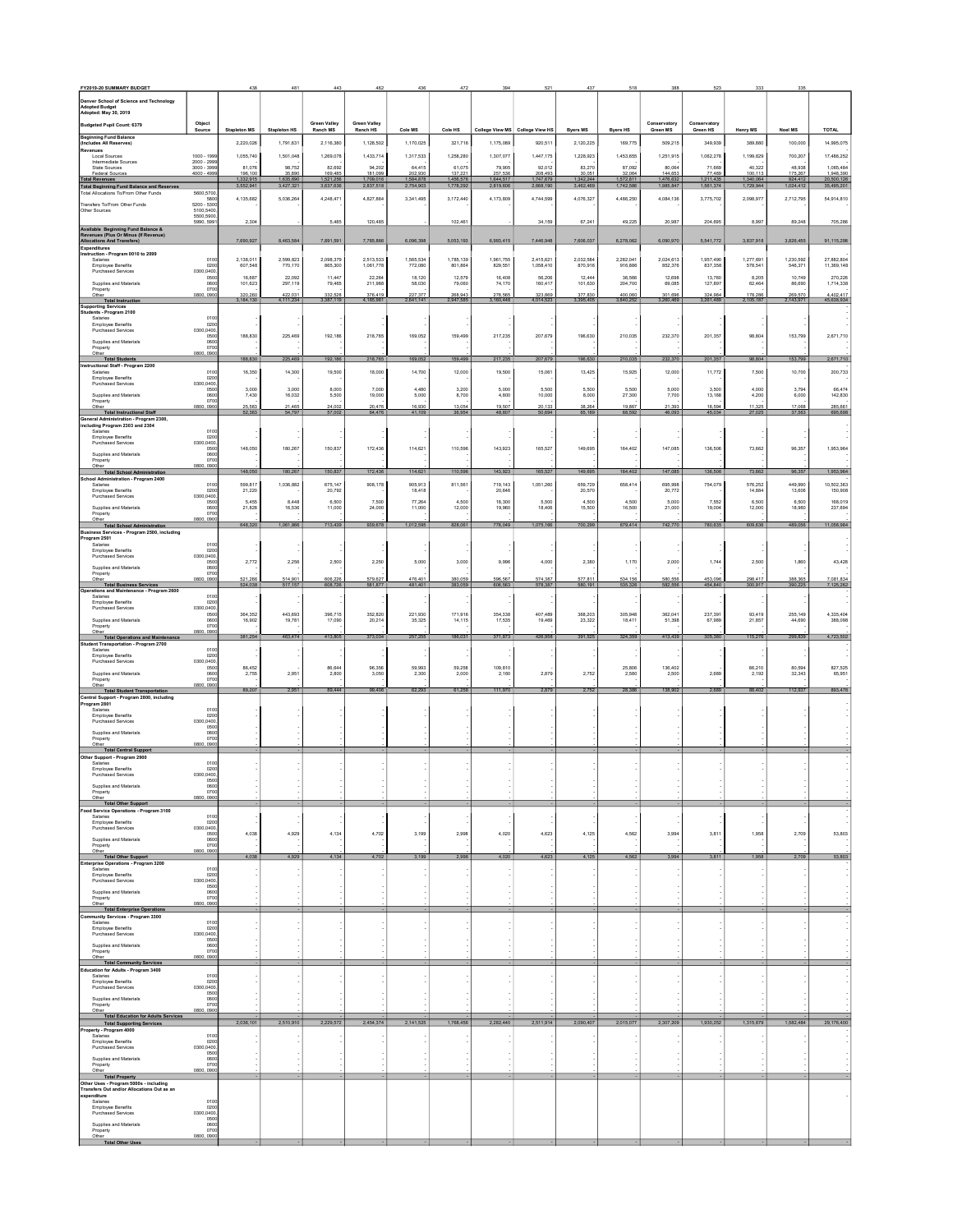| FY2019-20 SUMMARY BUDGET | | 438 | 481 | 443 | 462 | 436 | 472 | 394 | 521 | 437 | 518 | 388 | 523 | 333 | 335 | |
|---|---|---|---|---|---|---|---|---|---|---|---|---|---|---|---|---|
| **Denver School of Science and Technology** | | | | | | | | | | | | | | | | |
| **Adopted Budget** | | | | | | | | | | | | | | | | |
| **Adopted: May 30, 2019** | | | | | | | | | | | | | | | | |
| **Budgeted Pupil Count: 6379** | **Object Source** | **Stapleton MS** | **Stapleton HS** | **Green Valley Ranch MS** | **Green Valley Ranch HS** | **Cole MS** | **Cole HS** | **College View MS** | **College View HS** | **Byers MS** | **Byers HS** | **Conservatory Green MS** | **Conservatory Green HS** | **Henry MS** | **Noel MS** | **TOTAL** |
| **Beginning Fund Balance (Includes All Reserves)** | | 2,220,026 | 1,791,831 | 2,116,380 | 1,128,502 | 1,170,025 | 321,716 | 1,175,089 | 920,511 | 2,120,225 | 169,775 | 509,215 | 349,939 | 389,880 | 100,000 | 14,995,075 |
| **Revenues** | | | | | | | | | | | | | | | | |
| Local Sources | 1000 - 1999 | 1,055,740 | 1,501,048 | 1,269,078 | 1,433,714 | 1,317,533 | 1,258,280 | 1,307,077 | 1,447,175 | 1,228,923 | 1,453,655 | 1,251,915 | 1,062,278 | 1,199,629 | 700,207 | 17,486,252 |
| Intermediate Sources | 2000 - 2999 | - | - | - | - | - | - | - | - | - | - | - | - | - | - | - |
| State Sources | 3000 - 3999 | 81,076 | 98,752 | 82,692 | 94,202 | 64,415 | 61,075 | 79,905 | 92,012 | 83,270 | 87,092 | 80,064 | 71,669 | 40,322 | 48,938 | 1,065,464 |
| Federal Sources | 4000 - 4999 | 196,100 | 35,890 | 169,485 | 181,099 | 202,930 | 137,221 | 257,536 | 208,493 | 30,051 | 32,064 | 144,653 | 77,489 | 100,113 | 175,267 | 1,948,390 |
| **Total Revenues** | | 1,332,915 | 1,635,690 | 1,521,256 | 1,709,016 | 1,584,878 | 1,456,576 | 1,644,517 | 1,747,679 | 1,342,244 | 1,572,811 | 1,476,632 | 1,211,435 | 1,340,064 | 924,412 | 20,500,126 |
| **Total Beginning Fund Balance and Revenues** | | 3,552,941 | 3,427,321 | 3,637,636 | 2,837,518 | 2,754,903 | 1,778,292 | 2,819,606 | 2,668,190 | 3,462,469 | 1,742,586 | 1,985,847 | 1,561,374 | 1,729,944 | 1,024,412 | 35,495,201 |
| Total Allocations To/From Other Funds | 5600,5700, 5800 | 4,135,682 | 5,036,264 | 4,248,471 | 4,827,864 | 3,341,495 | 3,172,440 | 4,173,809 | 4,744,599 | 4,076,327 | 4,486,250 | 4,084,136 | 3,775,702 | 2,098,977 | 2,712,795 | 54,914,810 |
| Transfers To/From Other Funds | 5200 - 5300 | | | | | | | | | | | | | | | |
| Other Sources | 5100,5400, 5500,5900, 5990, 5991 | 2,304 | - | 5,485 | 120,485 | - | 102,461 | - | 34,159 | 67,241 | 49,225 | 20,987 | 204,695 | 8,997 | 89,248 | 705,286 |
| **Available Beginning Fund Balance & Revenues (Plus Or Minus (If Revenue) Allocations And Transfers)** | | 7,690,927 | 8,463,584 | 7,891,591 | 7,785,866 | 6,096,398 | 5,053,193 | 6,993,415 | 7,446,948 | 7,606,037 | 6,278,062 | 6,090,970 | 5,541,772 | 3,837,918 | 3,826,455 | 91,115,298 |
| **Expenditures** | | | | | | | | | | | | | | | | |
| **Instruction - Program 0010 to 2099** | | | | | | | | | | | | | | | | |
| Salaries | 0100 | 2,138,011 | 2,599,823 | 2,098,379 | 2,513,533 | 1,565,534 | 1,785,139 | 1,961,755 | 2,415,621 | 2,032,584 | 2,282,041 | 2,024,613 | 1,957,490 | 1,277,691 | 1,230,592 | 27,882,804 |
| Employee Benefits | 0200 | 607,548 | 770,170 | 865,300 | 1,061,778 | 772,080 | 801,864 | 829,551 | 1,058,410 | 870,916 | 916,886 | 852,376 | 837,358 | 578,541 | 546,371 | 11,369,148 |
| Purchased Services | 0300,0400, 0500 | 16,687 | 22,092 | 11,447 | 22,264 | 18,120 | 12,579 | 16,408 | 56,206 | 12,444 | 36,566 | 12,698 | 13,760 | 8,205 | 10,749 | 270,226 |
| Supplies and Materials | 0600 | 101,623 | 297,119 | 79,465 | 211,988 | 58,030 | 79,050 | 74,170 | 160,417 | 101,630 | 204,700 | 69,085 | 127,897 | 62,464 | 86,690 | 1,714,338 |
| Property | 0700 | | | | | | | | | | | | | | | |
| Other | 0800, 0900 | 320,260 | 422,031 | 332,528 | 376,419 | 227,377 | 268,943 | 278,565 | 323,869 | 377,830 | 400,060 | 301,696 | 324,984 | 178,286 | 269,570 | 4,402,417 |
| **Total Instruction** | | 3,184,130 | 4,111,234 | 3,387,119 | 4,185,981 | 2,641,141 | 2,947,585 | 3,160,448 | 4,014,523 | 3,395,405 | 3,840,252 | 3,260,469 | 3,261,489 | 2,105,187 | 2,143,971 | 45,638,934 |
| **Supporting Services** | | | | | | | | | | | | | | | | |
| **Students - Program 2100** | | | | | | | | | | | | | | | | |
| Salaries | 0100 | | | | | | | | | | | | | | | - |
| Employee Benefits | 0200 | | | | | | | | | | | | | | | - |
| Purchased Services | 0300,0400, 0500 | 188,830 | 225,469 | 192,186 | 218,765 | 169,052 | 159,499 | 217,235 | 207,679 | 196,630 | 210,035 | 232,370 | 201,357 | 96,804 | 153,799 | 2,671,710 |
| Supplies and Materials | 0600 | | | | | | | | | | | | | | | - |
| Property | 0700 | | | | | | | | | | | | | | | - |
| Other | 0800, 0900 | | | | | | | | | | | | | | | - |
| **Total Students** | | 188,830 | 225,469 | 192,186 | 218,765 | 169,052 | 159,499 | 217,235 | 207,679 | 196,630 | 210,035 | 232,370 | 201,357 | 96,804 | 153,799 | 2,671,710 |
| **Instructional Staff - Program 2200** | | | | | | | | | | | | | | | | |
| Salaries | 0100 | 16,350 | 14,300 | 19,500 | 18,000 | 14,700 | 12,000 | 19,500 | 15,061 | 13,425 | 15,925 | 12,000 | 11,772 | 7,500 | 10,700 | 200,733 |
| Employee Benefits | 0200 | | | | | | | | | | | | | | | - |
| Purchased Services | 0300,0400, 0500 | 3,000 | 3,000 | 8,000 | 7,000 | 4,480 | 3,200 | 5,000 | 5,500 | 5,500 | 5,500 | 5,000 | 3,500 | 4,000 | 3,794 | 66,474 |
| Supplies and Materials | 0600 | 7,430 | 16,032 | 5,500 | 19,000 | 5,000 | 8,700 | 4,600 | 10,000 | 8,000 | 27,300 | 7,700 | 13,168 | 4,200 | 6,000 | 142,830 |
| Property | 0700 | | | | | | | | | | | | | | | - |
| Other | 0800, 0900 | 25,583 | 21,465 | 24,002 | 20,476 | 16,930 | 13,054 | 19,507 | 20,133 | 38,264 | 19,667 | 21,393 | 16,594 | 11,325 | 17,068 | 285,661 |
| **Total Instructional Staff** | | 52,363 | 54,797 | 57,002 | 64,476 | 41,109 | 36,954 | 48,607 | 50,694 | 65,189 | 68,392 | 46,093 | 45,034 | 27,025 | 37,563 | 695,698 |
| **General Administration - Program 2300, including Program 2303 and 2304** | | | | | | | | | | | | | | | | |
| Salaries | 0100 | | | | | | | | | | | | | | | - |
| Employee Benefits | 0200 | | | | | | | | | | | | | | | - |
| Purchased Services | 0300,0400, 0500 | 148,050 | 180,267 | 150,837 | 172,436 | 114,621 | 110,596 | 143,923 | 165,527 | 149,695 | 164,402 | 147,085 | 136,506 | 73,662 | 96,357 | 1,953,964 |
| Supplies and Materials | 0600 | | | | | | | | | | | | | | | - |
| Property | 0700 | | | | | | | | | | | | | | | - |
| Other | 0800, 0900 | | | | | | | | | | | | | | | - |
| **Total School Administration** | | 148,050 | 180,267 | 150,837 | 172,436 | 114,621 | 110,596 | 143,923 | 165,527 | 149,695 | 164,402 | 147,085 | 136,506 | 73,662 | 96,357 | 1,953,964 |
| **School Administration - Program 2400** | | | | | | | | | | | | | | | | |
| Salaries | 0100 | 599,817 | 1,036,882 | 675,147 | 908,178 | 905,913 | 811,561 | 719,143 | 1,051,260 | 659,729 | 658,414 | 695,998 | 754,079 | 576,252 | 449,990 | 10,502,363 |
| Employee Benefits | 0200 | 21,220 | - | 20,792 | - | 18,418 | - | 20,646 | - | 20,570 | - | 20,772 | - | 14,884 | 13,606 | 150,908 |
| Purchased Services | 0300,0400, 0500 | 5,455 | 8,448 | 6,500 | 7,500 | 77,264 | 4,500 | 18,300 | 5,500 | 4,500 | 4,500 | 5,000 | 7,552 | 6,500 | 6,500 | 168,019 |
| Supplies and Materials | 0600 | 21,828 | 16,536 | 11,000 | 24,000 | 11,000 | 12,000 | 19,960 | 18,406 | 15,500 | 16,500 | 21,000 | 19,004 | 12,000 | 18,960 | 237,694 |
| Property | 0700 | | | | | | | | | | | | | | | - |
| Other | 0800, 0900 | | | | | | | | | | | | | | | - |
| **Total School Administration** | | 648,320 | 1,061,866 | 713,439 | 939,678 | 1,012,595 | 828,061 | 778,049 | 1,075,166 | 700,299 | 679,414 | 742,770 | 780,635 | 609,636 | 489,056 | 11,058,984 |
| **Business Services - Program 2500, including Program 2501** | | | | | | | | | | | | | | | | |
| Salaries | 0100 | | | | | | | | | | | | | | | - |
| Employee Benefits | 0200 | | | | | | | | | | | | | | | - |
| Purchased Services | 0300,0400, 0500 | 2,772 | 2,256 | 2,500 | 2,250 | 5,000 | 3,000 | 9,996 | 4,000 | 2,380 | 1,170 | 2,000 | 1,744 | 2,500 | 1,860 | 43,428 |
| Supplies and Materials | 0600 | | | | | | | | | | | | | | | - |
| Property | 0700 | | | | | | | | | | | | | | | - |
| Other | 0800, 0900 | 521,266 | 514,901 | 606,226 | 579,627 | 476,401 | 380,059 | 596,567 | 574,387 | 577,811 | 534,156 | 580,556 | 453,096 | 298,417 | 388,365 | 7,081,834 |
| **Total Business Services** | | 524,038 | 517,157 | 608,726 | 581,877 | 481,401 | 383,059 | 606,563 | 578,387 | 580,191 | 535,326 | 582,556 | 454,840 | 300,917 | 390,225 | 7,125,262 |
| **Operations and Maintenance - Program 2600** | | | | | | | | | | | | | | | | |
| Salaries | 0100 | | | | | | | | | | | | | | | - |
| Employee Benefits | 0200 | | | | | | | | | | | | | | | - |
| Purchased Services | 0300,0400, 0500 | 364,352 | 443,693 | 396,715 | 352,820 | 221,930 | 171,916 | 354,338 | 407,489 | 368,203 | 305,948 | 362,041 | 237,391 | 93,419 | 255,149 | 4,335,404 |
| Supplies and Materials | 0600 | 16,902 | 19,781 | 17,090 | 20,214 | 35,325 | 14,115 | 17,535 | 19,469 | 23,322 | 18,411 | 51,398 | 67,989 | 21,857 | 44,690 | 388,098 |
| Property | 0700 | | | | | | | | | | | | | | | - |
| Other | 0800, 0900 | | | | | | | | | | | | | | | - |
| **Total Operations and Maintenance** | | 381,254 | 463,474 | 413,805 | 373,034 | 257,255 | 186,031 | 371,873 | 426,958 | 391,525 | 324,359 | 413,439 | 305,380 | 115,276 | 299,839 | 4,723,502 |
| **Student Transportation - Program 2700** | | | | | | | | | | | | | | | | |
| Salaries | 0100 | | | | | | | | | | | | | | | - |
| Employee Benefits | 0200 | | | | | | | | | | | | | | | - |
| Purchased Services | 0300,0400, 0500 | 86,452 | - | 86,644 | 96,356 | 59,993 | 59,258 | 109,810 | - | - | 25,806 | 136,402 | - | 86,210 | 80,594 | 827,525 |
| Supplies and Materials | 0600 | 2,755 | 2,951 | 2,800 | 3,050 | 2,300 | 2,000 | 2,160 | 2,879 | 2,752 | 2,580 | 2,500 | 2,689 | 2,192 | 32,343 | 65,951 |
| Property | 0700 | | | | | | | | | | | | | | | - |
| Other | 0800, 0900 | | | | | | | | | | | | | | | - |
| **Total Student Transportation** | | 89,207 | 2,951 | 89,444 | 99,406 | 62,293 | 61,258 | 111,970 | 2,879 | 2,752 | 28,386 | 138,902 | 2,689 | 88,402 | 112,937 | 893,476 |
| **Central Support - Program 2800, including Program 2801** | | | | | | | | | | | | | | | | |
| Salaries | 0100 | | | | | | | | | | | | | | | - |
| Employee Benefits | 0200 | | | | | | | | | | | | | | | - |
| Purchased Services | 0300,0400, 0500 | | | | | | | | | | | | | | | - |
| Supplies and Materials | 0600 | | | | | | | | | | | | | | | - |
| Property | 0700 | | | | | | | | | | | | | | | - |
| Other | 0800, 0900 | | | | | | | | | | | | | | | - |
| **Total Central Support** | | - | - | - | - | - | - | - | - | - | - | - | - | - | - | - |
| **Other Support - Program 2900** | | | | | | | | | | | | | | | | |
| Salaries | 0100 | - | - | - | - | - | - | - | - | - | - | - | - | - | - | - |
| Employee Benefits | 0200 | - | - | - | - | - | - | - | - | - | - | - | - | - | - | - |
| Purchased Services | 0300,0400, 0500 | - | - | - | - | - | - | - | - | - | - | - | - | - | - | - |
| Supplies and Materials | 0600 | - | - | - | - | - | - | - | - | - | - | - | - | - | - | - |
| Property | 0700 | - | - | - | - | - | - | - | - | - | - | - | - | - | - | - |
| Other | 0800, 0900 | - | - | - | - | - | - | - | - | - | - | - | - | - | - | - |
| **Total Other Support** | | - | - | - | - | - | - | - | - | - | - | - | - | - | - | - |
| **Food Service Operations - Program 3100** | | | | | | | | | | | | | | | | |
| Salaries | 0100 | - | - | - | - | - | - | - | - | - | - | - | - | - | - | - |
| Employee Benefits | 0200 | - | - | - | - | - | - | - | - | - | - | - | - | - | - | - |
| Purchased Services | 0300,0400, 0500 | 4,036 | 4,929 | 4,134 | 4,702 | 3,199 | 2,998 | 4,020 | 4,623 | 4,125 | 4,562 | 3,994 | 3,811 | 1,958 | 2,709 | 53,803 |
| Supplies and Materials | 0600 | - | - | - | - | - | - | - | - | - | - | - | - | - | - | - |
| Property | 0700 | - | - | - | - | - | - | - | - | - | - | - | - | - | - | - |
| Other | 0800, 0900 | - | - | - | - | - | - | - | - | - | - | - | - | - | - | - |
| **Total Other Support** | | 4,036 | 4,929 | 4,134 | 4,702 | 3,199 | 2,998 | 4,020 | 4,623 | 4,125 | 4,562 | 3,994 | 3,811 | 1,958 | 2,709 | 53,803 |
| **Enterprise Operations - Program 3200** | | | | | | | | | | | | | | | | |
| Salaries | 0100 | - | - | - | - | - | - | - | - | - | - | - | - | - | - | - |
| Employee Benefits | 0200 | - | - | - | - | - | - | - | - | - | - | - | - | - | - | - |
| Purchased Services | 0300,0400, 0500 | - | - | - | - | - | - | - | - | - | - | - | - | - | - | - |
| Supplies and Materials | 0600 | - | - | - | - | - | - | - | - | - | - | - | - | - | - | - |
| Property | 0700 | - | - | - | - | - | - | - | - | - | - | - | - | - | - | - |
| Other | 0800, 0900 | - | - | - | - | - | - | - | - | - | - | - | - | - | - | - |
| **Total Enterprise Operations** | | - | - | - | - | - | - | - | - | - | - | - | - | - | - | - |
| **Community Services - Program 3300** | | | | | | | | | | | | | | | | |
| Salaries | 0100 | - | - | - | - | - | - | - | - | - | - | - | - | - | - | - |
| Employee Benefits | 0200 | - | - | - | - | - | - | - | - | - | - | - | - | - | - | - |
| Purchased Services | 0300,0400, 0500 | - | - | - | - | - | - | - | - | - | - | - | - | - | - | - |
| Supplies and Materials | 0600 | - | - | - | - | - | - | - | - | - | - | - | - | - | - | - |
| Property | 0700 | - | - | - | - | - | - | - | - | - | - | - | - | - | - | - |
| Other | 0800, 0900 | - | - | - | - | - | - | - | - | - | - | - | - | - | - | - |
| **Total Community Services** | | - | - | - | - | - | - | - | - | - | - | - | - | - | - | - |
| **Education for Adults - Program 3400** | | | | | | | | | | | | | | | | |
| Salaries | 0100 | - | - | - | - | - | - | - | - | - | - | - | - | - | - | - |
| Employee Benefits | 0200 | - | - | - | - | - | - | - | - | - | - | - | - | - | - | - |
| Purchased Services | 0300,0400, 0500 | - | - | - | - | - | - | - | - | - | - | - | - | - | - | - |
| Supplies and Materials | 0600 | - | - | - | - | - | - | - | - | - | - | - | - | - | - | - |
| Property | 0700 | - | - | - | - | - | - | - | - | - | - | - | - | - | - | - |
| Other | 0800, 0900 | - | - | - | - | - | - | - | - | - | - | - | - | - | - | - |
| **Total Education for Adults Services** | | - | - | - | - | - | - | - | - | - | - | - | - | - | - | - |
| **Total Supporting Services** | | 2,036,101 | 2,510,910 | 2,229,572 | 2,454,374 | 2,141,525 | 1,768,456 | 2,282,440 | 2,511,914 | 2,090,407 | 2,015,077 | 2,307,209 | 1,930,252 | 1,315,679 | 1,582,484 | 29,176,400 |
| **Property - Program 4000** | | | | | | | | | | | | | | | | |
| Salaries | 0100 | - | - | - | - | - | - | - | - | - | - | - | - | - | - | - |
| Employee Benefits | 0200 | - | - | - | - | - | - | - | - | - | - | - | - | - | - | - |
| Purchased Services | 0300,0400, 0500 | - | - | - | - | - | - | - | - | - | - | - | - | - | - | - |
| Supplies and Materials | 0600 | - | - | - | - | - | - | - | - | - | - | - | - | - | - | - |
| Property | 0700 | - | - | - | - | - | - | - | - | - | - | - | - | - | - | - |
| Other | 0800, 0900 | - | - | - | - | - | - | - | - | - | - | - | - | - | - | - |
| **Total Property** | | - | - | - | - | - | - | - | - | - | - | - | - | - | - | - |
| **Other Uses - Program 5000s - including Transfers Out and/or Allocations Out as an expenditure** | | | | | | | | | | | | | | | | |
| Salaries | 0100 | | | | | | | | | | | | | | | |
| Employee Benefits | 0200 | | | | | | | | | | | | | | | |
| Purchased Services | 0300,0400, 0500 | | | | | | | | | | | | | | | |
| Supplies and Materials | 0600 | | | | | | | | | | | | | | | |
| Property | 0700 | | | | | | | | | | | | | | | |
| Other | 0800, 0900 | | | | | | | | | | | | | | | |
| **Total Other Uses** | | - | - | - | - | - | - | - | - | - | - | - | - | - | - | - |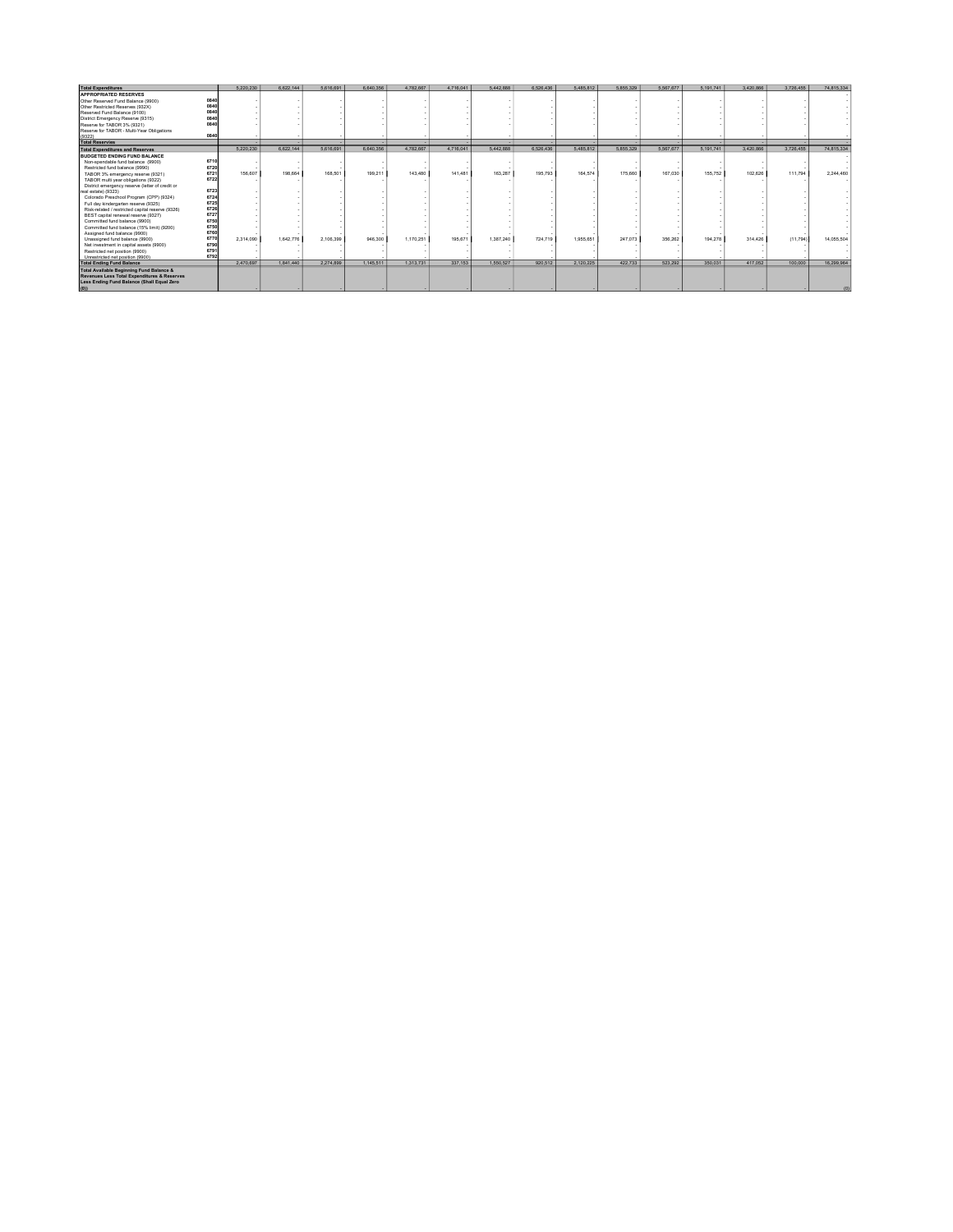| | | | | | | | | | | | | | | | | |
|---|---|---|---|---|---|---|---|---|---|---|---|---|---|---|---|---|
| **Total Expenditures** | | 5,220,230 | 6,622,144 | 5,616,691 | 6,640,356 | 4,782,667 | 4,716,041 | 5,442,888 | 6,526,436 | 5,485,812 | 5,855,329 | 5,567,677 | 5,191,741 | 3,420,866 | 3,726,455 | 74,815,334 |
| **APPROPRIATED RESERVES** | | | | | | | | | | | | | | | | - |
| Other Reserved Fund Balance (9900) | 0840 | - | - | - | - | - | - | - | - | - | - | - | - | - | - | - |
| Other Restricted Reserves (932X) | 0840 | - | - | - | - | - | - | - | - | - | - | - | - | - | - | - |
| Reserved Fund Balance (9100) | 0840 | - | - | - | - | - | - | - | - | - | - | - | - | - | - | - |
| District Emergency Reserve (9315) | 0840 | - | - | - | - | - | - | - | - | - | - | - | - | - | - | - |
| Reserve for TABOR 3% (9321) | 0840 | - | - | - | - | - | - | - | - | - | - | - | - | - | - | - |
| Reserve for TABOR - Multi-Year Obligations (9322) | 0840 | - | - | - | - | - | - | - | - | - | - | - | - | - | - | - |
| **Total Reserves** | | - | - | - | - | - | - | - | - | - | - | - | - | - | - | - |
| **Total Expenditures and Reserves** | | 5,220,230 | 6,622,144 | 5,616,691 | 6,640,356 | 4,782,667 | 4,716,041 | 5,442,888 | 6,526,436 | 5,485,812 | 5,855,329 | 5,567,677 | 5,191,741 | 3,420,866 | 3,726,455 | 74,815,334 |
| **BUDGETED ENDING FUND BALANCE** | | | | | | | | | | | | | | | | - |
| Non-spendable fund balance (9900) | 6710 | - | - | - | - | - | - | - | - | - | - | - | - | - | - | - |
| Restricted fund balance (9900) | 6720 | - | - | - | - | - | - | - | - | - | - | - | - | - | - | - |
| TABOR 3% emergency reserve (9321) | 6721 | 156,607 | 198,664 | 168,501 | 199,211 | 143,480 | 141,481 | 163,287 | 195,793 | 164,574 | 175,660 | 167,030 | 155,752 | 102,626 | 111,794 | 2,244,460 |
| TABOR multi year obligations (9322) | 6722 | - | - | - | - | - | - | - | - | - | - | - | - | - | - | - |
| District emergency reserve (letter of credit or real estate) (9323) | 6723 | - | - | - | - | - | - | - | - | - | - | - | - | - | - | - |
| Colorado Preschool Program (CPP) (9324) | 6724 | - | - | - | - | - | - | - | - | - | - | - | - | - | - | - |
| Full day kindergarten reserve (9325) | 6725 | - | - | - | - | - | - | - | - | - | - | - | - | - | - | - |
| Risk-related / restricted capital reserve (9326) | 6726 | - | - | - | - | - | - | - | - | - | - | - | - | - | - | - |
| BEST capital renewal reserve (9327) | 6727 | - | - | - | - | - | - | - | - | - | - | - | - | - | - | - |
| Committed fund balance (9900) | 6750 | - | - | - | - | - | - | - | - | - | - | - | - | - | - | - |
| Committed fund balance (15% limit) (9200) | 6750 | - | - | - | - | - | - | - | - | - | - | - | - | - | - | - |
| Assigned fund balance (9900) | 6760 | - | - | - | - | - | - | - | - | - | - | - | - | - | - | - |
| Unassigned fund balance (9900) | 6770 | 2,314,090 | 1,642,776 | 2,106,399 | 946,300 | 1,170,251 | 195,671 | 1,387,240 | 724,719 | 1,955,651 | 247,073 | 356,262 | 194,278 | 314,426 | (11,794) | 14,055,504 |
| Net investment in capital assets (9900) | 6790 | - | - | - | - | - | - | - | - | - | - | - | - | - | - | - |
| Restricted net position (9900) | 6791 | - | - | - | - | - | - | - | - | - | - | - | - | - | - | - |
| Unrestricted net position (9900) | 6792 | - | - | - | - | - | - | - | - | - | - | - | - | - | - | - |
| **Total Ending Fund Balance** | | 2,470,697 | 1,841,440 | 2,274,899 | 1,145,511 | 1,313,731 | 337,153 | 1,550,527 | 920,512 | 2,120,225 | 422,733 | 523,292 | 350,031 | 417,052 | 100,000 | 16,299,964 |
| **Total Available Beginning Fund Balance & Revenues Less Total Expenditures & Reserves Less Ending Fund Balance (Shall Equal Zero (0))** | | - | - | - | - | - | - | - | - | - | - | - | - | - | - | (0) |